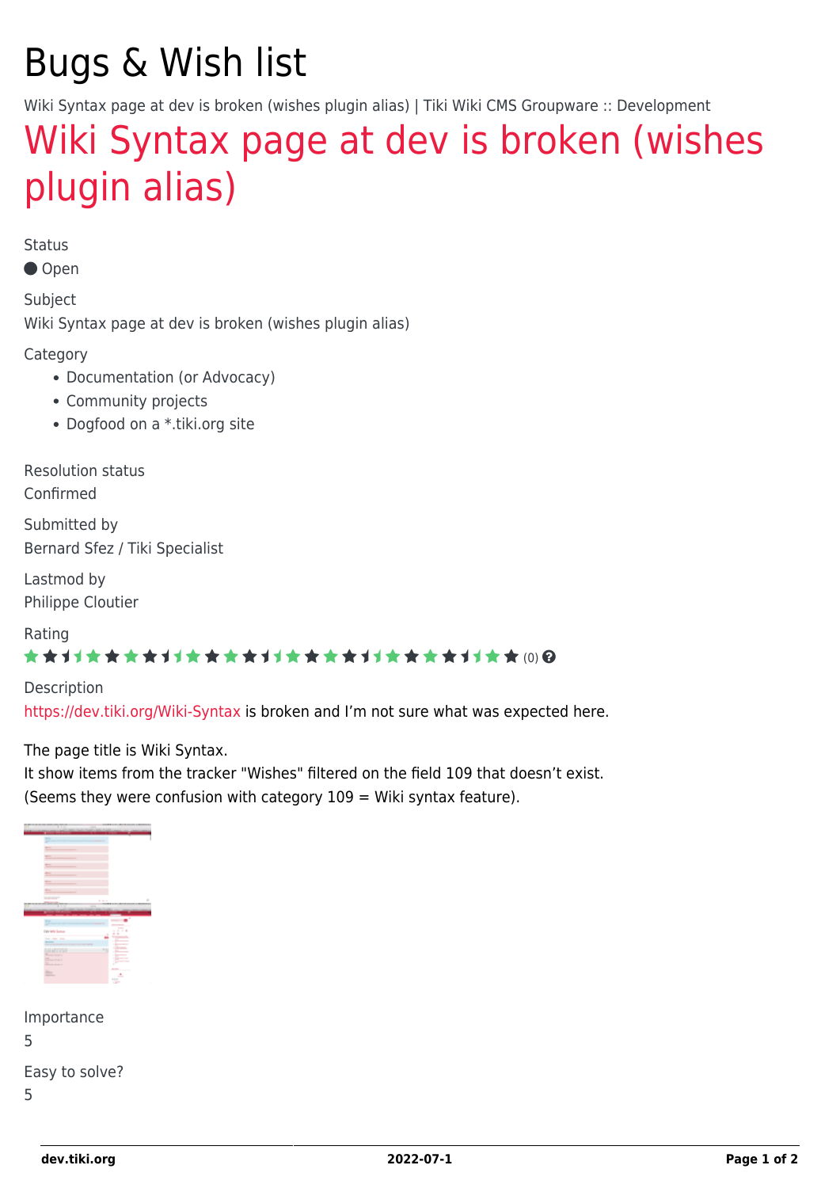# Bugs & Wish list

Wiki Syntax page at dev is broken (wishes plugin alias) | Tiki Wiki CMS Groupware :: Development

## Wiki Syntax page at dev is broken (wishes plugin alias)

Status

Open

Subject

Wiki Syntax page at dev is broken (wishes plugin alias)

Category

- Documentation (or Advocacy)
- Community projects
- Dogfood on a *.tiki.org site

Resolution status

Confirmed

Submitted by

Bernard Sfez / Tiki Specialist

Lastmod by

Philippe Cloutier

Rating

(0)

Description

https://dev.tiki.org/Wiki-Syntax is broken and I'm not sure what was expected here.

The page title is Wiki Syntax.
It show items from the tracker "Wishes" filtered on the field 109 that doesn't exist.
(Seems they were confusion with category 109 = Wiki syntax feature).

Importance

5

Easy to solve?

5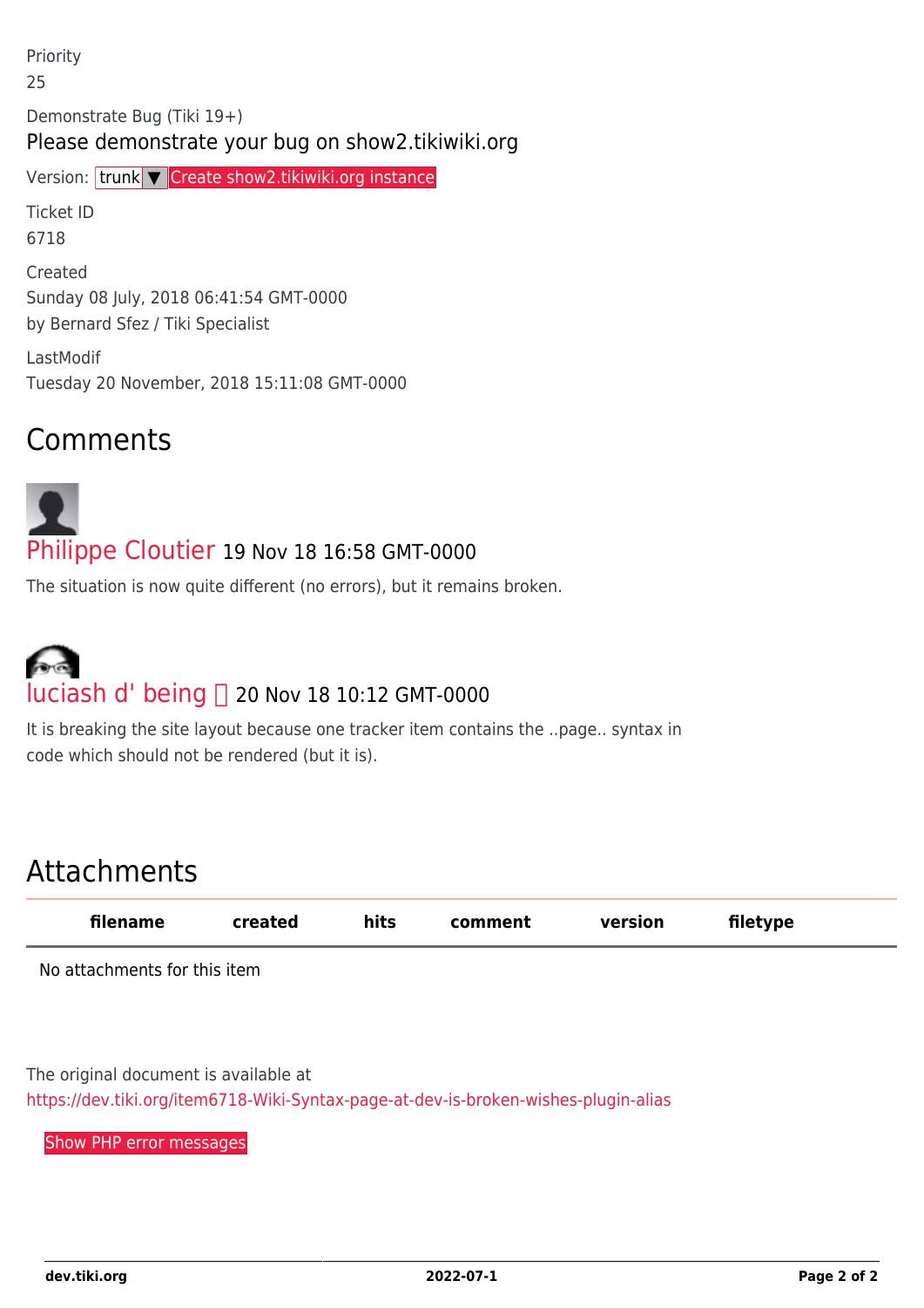Priority
25

Demonstrate Bug (Tiki 19+)
Please demonstrate your bug on show2.tikiwiki.org

Version: trunk ▼ Create show2.tikiwiki.org instance

Ticket ID
6718

Created
Sunday 08 July, 2018 06:41:54 GMT-0000
by Bernard Sfez / Tiki Specialist

LastModif
Tuesday 20 November, 2018 15:11:08 GMT-0000

## Comments

Philippe Cloutier 19 Nov 18 16:58 GMT-0000

The situation is now quite different (no errors), but it remains broken.

luciash d' being 20 Nov 18 10:12 GMT-0000

It is breaking the site layout because one tracker item contains the ..page.. syntax in code which should not be rendered (but it is).

## Attachments

| filename | created | hits | comment | version | filetype |
| --- | --- | --- | --- | --- | --- |
| No attachments for this item | | | | | |

The original document is available at
https://dev.tiki.org/item6718-Wiki-Syntax-page-at-dev-is-broken-wishes-plugin-alias

Show PHP error messages